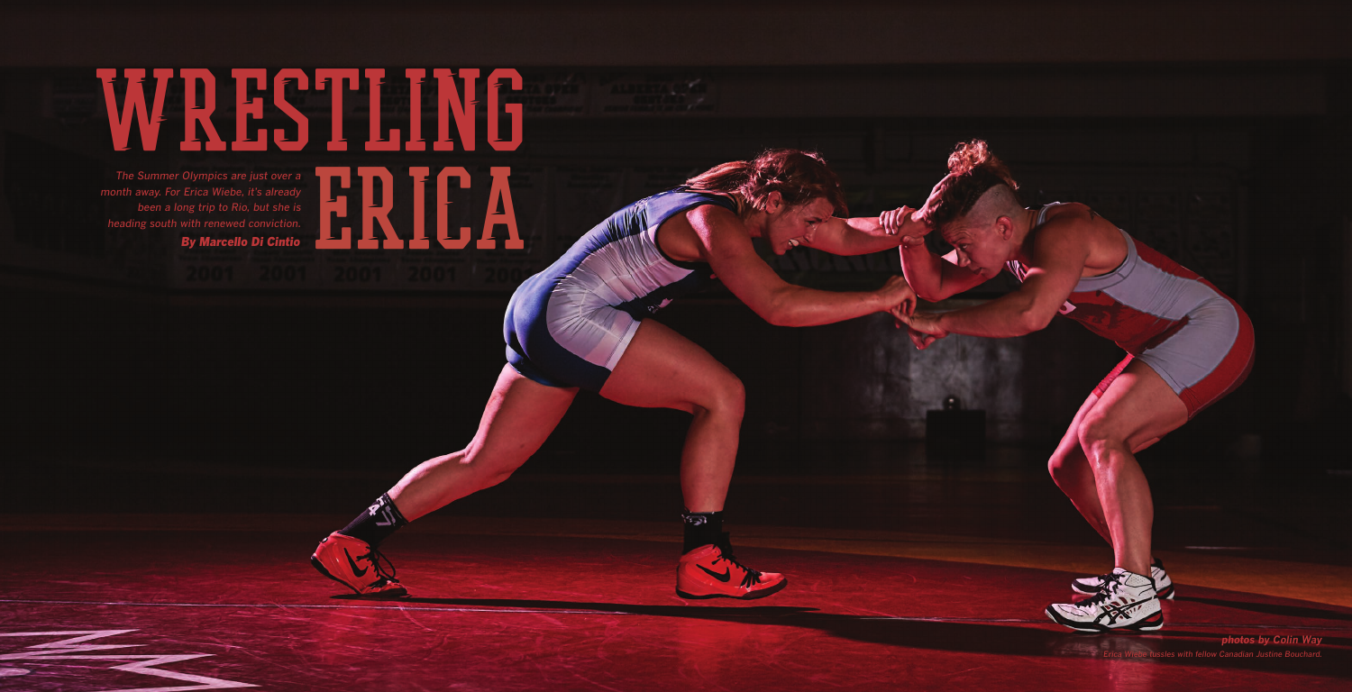# WRESTLING ERICA

*The Summer Olympics are just over a month away. For Erica Wiebe, it's already been a long trip to Rio, but she is heading south with renewed conviction.*

***By Marcello Di Cintio***

***photos by Colin Way***

*Erica Wiebe tussles with fellow Canadian Justine Bouchard.*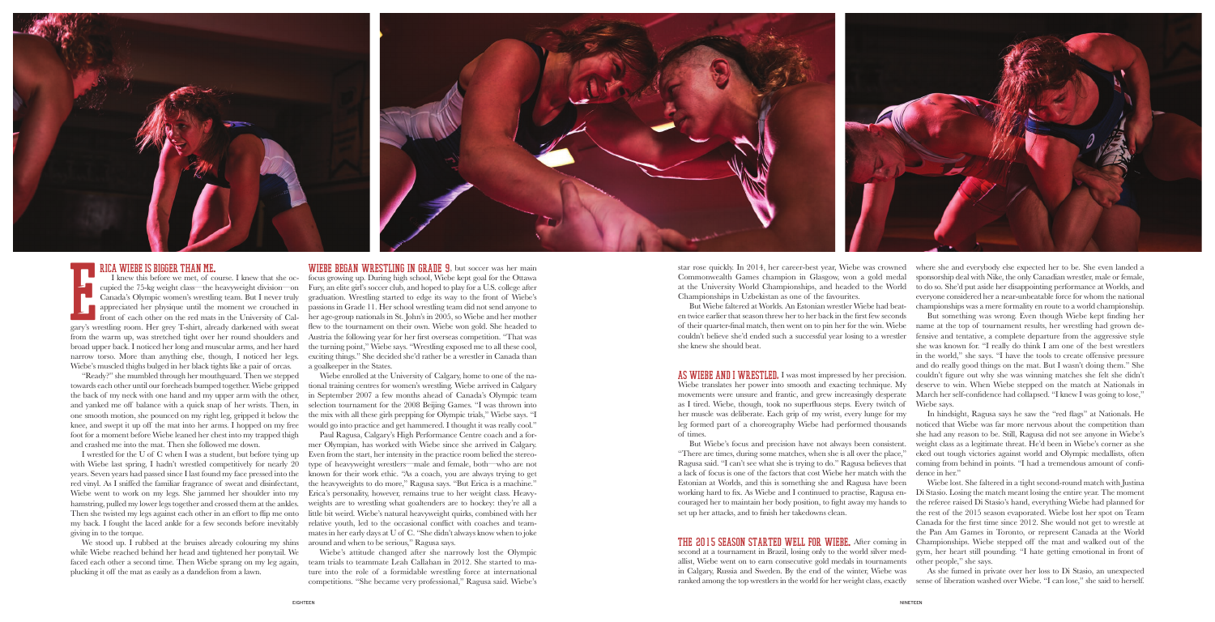**ERICA WIEBE IS BIGGER THAN ME.** I knew this before we met, of course. I knew that she occupied the 75-kg weight class—the heavyweight division—on Canada's Olympic women's wrestling team. But I never truly appreciated her physique until the moment we crouched in front of each other on the red mats in the University of Calgary's wrestling room. Her grey T-shirt, already darkened with sweat from the warm up, was stretched tight over her round shoulders and broad upper back. I noticed her long and muscular arms, and her hard narrow torso. More than anything else, though, I noticed her legs. Wiebe's muscled thighs bulged in her black tights like a pair of orcas.

"Ready?" she mumbled through her mouthguard. Then we stepped towards each other until our foreheads bumped together. Wiebe gripped the back of my neck with one hand and my upper arm with the other, and yanked me off balance with a quick snap of her wrists. Then, in one smooth motion, she pounced on my right leg, gripped it below the knee, and swept it up off the mat into her arms. I hopped on my free foot for a moment before Wiebe leaned her chest into my trapped thigh and crashed me into the mat. Then she followed me down.

I wrestled for the U of C when I was a student, but before tying up with Wiebe last spring, I hadn't wrestled competitively for nearly 20 years. Seven years had passed since I last found my face pressed into the red vinyl. As I sniffed the familiar fragrance of sweat and disinfectant, Wiebe went to work on my legs. She jammed her shoulder into my hamstring, pulled my lower legs together and crossed them at the ankles. Then she twisted my legs against each other in an effort to flip me onto my back. I fought the laced ankle for a few seconds before inevitably giving in to the torque.

We stood up. I rubbed at the bruises already colouring my shins while Wiebe reached behind her head and tightened her ponytail. We faced each other a second time. Then Wiebe sprang on my leg again, plucking it off the mat as easily as a dandelion from a lawn.

**WIEBE BEGAN WRESTLING IN GRADE 9**, but soccer was her main focus growing up. During high school, Wiebe kept goal for the Ottawa Fury, an elite girl's soccer club, and hoped to play for a U.S. college after graduation. Wrestling started to edge its way to the front of Wiebe's passions in Grade 11. Her school wrestling team did not send anyone to her age-group nationals in St. John's in 2005, so Wiebe and her mother flew to the tournament on their own. Wiebe won gold. She headed to Austria the following year for her first overseas competition. "That was the turning point," Wiebe says. "Wrestling exposed me to all these cool, exciting things." She decided she'd rather be a wrestler in Canada than a goalkeeper in the States.

Wiebe enrolled at the University of Calgary, home to one of the national training centres for women's wrestling. Wiebe arrived in Calgary in September 2007 a few months ahead of Canada's Olympic team selection tournament for the 2008 Beijing Games. "I was thrown into the mix with all these girls prepping for Olympic trials," Wiebe says. "I would go into practice and get hammered. I thought it was really cool."

Paul Ragusa, Calgary's High Performance Centre coach and a former Olympian, has worked with Wiebe since she arrived in Calgary. Even from the start, her intensity in the practice room belied the stereotype of heavyweight wrestlers—male and female, both—who are not known for their work ethic. "As a coach, you are always trying to get the heavyweights to do more," Ragusa says. "But Erica is a machine." Erica's personality, however, remains true to her weight class. Heavyweights are to wrestling what goaltenders are to hockey: they're all a little bit weird. Wiebe's natural heavyweight quirks, combined with her relative youth, led to the occasional conflict with coaches and teammates in her early days at U of C. "She didn't always know when to joke around and when to be serious," Ragusa says.

Wiebe's attitude changed after she narrowly lost the Olympic team trials to teammate Leah Callahan in 2012. She started to mature into the role of a formidable wrestling force at international competitions. "She became very professional," Ragusa said. Wiebe's star rose quickly. In 2014, her career-best year, Wiebe was crowned Commonwealth Games champion in Glasgow, won a gold medal at the University World Championships, and headed to the World Championships in Uzbekistan as one of the favourites.

But Wiebe faltered at Worlds. An Estonian wrestler Wiebe had beaten twice earlier that season threw her to her back in the first few seconds of their quarter-final match, then went on to pin her for the win. Wiebe couldn't believe she'd ended such a successful year losing to a wrestler she knew she should beat.

**AS WIEBE AND I WRESTLED**, I was most impressed by her precision. Wiebe translates her power into smooth and exacting technique. My movements were unsure and frantic, and grew increasingly desperate as I tired. Wiebe, though, took no superfluous steps. Every twitch of her muscle was deliberate. Each grip of my wrist, every lunge for my leg formed part of a choreography Wiebe had performed thousands of times.

But Wiebe's focus and precision have not always been consistent. "There are times, during some matches, when she is all over the place," Ragusa said. "I can't see what she is trying to do." Ragusa believes that a lack of focus is one of the factors that cost Wiebe her match with the Estonian at Worlds, and this is something she and Ragusa have been working hard to fix. As Wiebe and I continued to practise, Ragusa encouraged her to maintain her body position, to fight away my hands to set up her attacks, and to finish her takedowns clean.

**THE 2015 SEASON STARTED WELL FOR WIEBE.** After coming in second at a tournament in Brazil, losing only to the world silver medallist, Wiebe went on to earn consecutive gold medals in tournaments in Calgary, Russia and Sweden. By the end of the winter, Wiebe was ranked among the top wrestlers in the world for her weight class, exactly where she and everybody else expected her to be. She even landed a sponsorship deal with Nike, the only Canadian wrestler, male or female, to do so. She'd put aside her disappointing performance at Worlds, and everyone considered her a near-unbeatable force for whom the national championships was a mere formality en route to a world championship.

But something was wrong. Even though Wiebe kept finding her name at the top of tournament results, her wrestling had grown defensive and tentative, a complete departure from the aggressive style she was known for. "I really do think I am one of the best wrestlers in the world," she says. "I have the tools to create offensive pressure and do really good things on the mat. But I wasn't doing them." She couldn't figure out why she was winning matches she felt she didn't deserve to win. When Wiebe stepped on the match at Nationals in March her self-confidence had collapsed. "I knew I was going to lose," Wiebe says.

In hindsight, Ragusa says he saw the "red flags" at Nationals. He noticed that Wiebe was far more nervous about the competition than she had any reason to be. Still, Ragusa did not see anyone in Wiebe's weight class as a legitimate threat. He'd been in Wiebe's corner as she eked out tough victories against world and Olympic medallists, often coming from behind in points. "I had a tremendous amount of confidence in her."

Wiebe lost. She faltered in a tight second-round match with Justina Di Stasio. Losing the match meant losing the entire year. The moment the referee raised Di Stasio's hand, everything Wiebe had planned for the rest of the 2015 season evaporated. Wiebe lost her spot on Team Canada for the first time since 2012. She would not get to wrestle at the Pan Am Games in Toronto, or represent Canada at the World Championships. Wiebe stepped off the mat and walked out of the gym, her heart still pounding. "I hate getting emotional in front of other people," she says.

As she fumed in private over her loss to Di Stasio, an unexpected sense of liberation washed over Wiebe. "I can lose," she said to herself.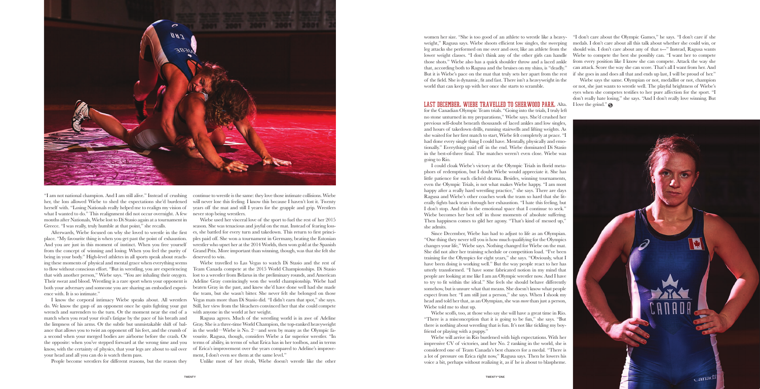"I am not national champion. And I am still alive." Instead of crushing her, the loss allowed Wiebe to shed the expectations she'd burdened herself with. "Losing Nationals really helped me to realign my vision of what I wanted to do." This realignment did not occur overnight. A few months after Nationals, Wiebe lost to Di Stasio again at a tournament in Greece. "I was really, truly humble at that point," she recalls.

Afterwards, Wiebe focused on why she loved to wrestle in the first place. "My favourite thing is when you get past the point of exhaustion. And you are just in this moment of instinct. When you free yourself from the concept of winning and losing. When you feel the purity of being in your body." High-level athletes in all sports speak about reaching these moments of physical and mental grace when everything seems to flow without conscious effort. "But in wrestling, you are experiencing that with another person," Wiebe says. "You are inhaling their oxygen. Their sweat and blood. Wrestling is a rare sport when your opponent is both your adversary and someone you are sharing an embodied experience with. It is so intimate."

I know the corporal intimacy Wiebe speaks about. All wrestlers do. We know the gasp of an opponent once he quits fighting your gut wrench and surrenders to the turn. Or the moment near the end of a match when you read your rival's fatigue by the pace of his breath and the limpness of his arms. Or the subtle but unmistakable shift of balance that allows you to twist an opponent off his feet, and the crumb of a second when your merged bodies are airborne before the crash. Or the opposite: when you've stepped forward at the wrong time and you know, with the certainty of physics, that your legs are about to sail over your head and all you can do is watch them pass.

People become wrestlers for different reasons, but the reason they continue to wrestle is the same: they love those intimate collisions. Wiebe will never lose this feeling. I know this because I haven't lost it. Twenty years off the mat and still I yearn for the grapple and grip. Wrestlers never stop being wrestlers.

Wiebe used her visceral love of the sport to fuel the rest of her 2015 season. She was tenacious and joyful on the mat. Instead of fearing losses, she battled for every turn and takedown. This return to first principles paid off. She won a tournament in Germany, beating the Estonian wrestler who upset her at the 2014 Worlds, then won gold at the Spanish Grand Prix. More important than winning, though, was that she felt she deserved to win.

Wiebe travelled to Las Vegas to watch Di Stasio and the rest of Team Canada compete at the 2015 World Championships. Di Stasio lost to a wrestler from Belarus in the preliminary rounds, and American Adeline Gray convincingly won the world championship. Wiebe had beaten Gray in the past, and knew she'd have done well had she made the team, but she wasn't bitter. She never felt she belonged on those Vegas mats more than Di Stasio did. "I didn't earn that spot," she says. Still, her view from the bleachers convinced her that she could compete with anyone in the world at her weight.

Ragusa agrees. Much of the wrestling world is in awe of Adeline Gray. She is a three-time World Champion, the top-ranked heavyweight in the world—Wiebe is No. 2—and seen by many as the Olympic favourite. Ragusa, though, considers Wiebe a far superior wrestler. "In terms of ability, in terms of what Erica has in her toolbox, and in terms of Erica's improvement over the years compared to Adeline's improvement, I don't even see them at the same level."

Unlike most of her rivals, Wiebe doesn't wrestle like the other women her size. "She is too good of an athlete to wrestle like a heavyweight," Ragusa says. Wiebe shoots efficient low singles, the sweeping leg attacks she performed on me over and over, like an athlete from the lower weight classes. "I don't think any of the other girls can handle those shots." Wiebe also has a quick shoulder throw and a laced ankle that, according both to Ragusa and the bruises on my shins, is "deadly." But it is Wiebe's pace on the mat that truly sets her apart from the rest of the field. She is dynamic, fit and fast. There isn't a heavyweight in the world that can keep up with her once she starts to scramble.

**LAST DECEMBER, WIEBE TRAVELLED TO SHERWOOD PARK,** Alta. for the Canadian Olympic Team trials. "Going into the trials, I truly left no stone unturned in my preparations," Wiebe says. She'd crushed her previous self-doubt beneath thousands of laced ankles and low singles, and hours of takedown drills, running stairwells and lifting weights. As she waited for her first match to start, Wiebe felt completely at peace. "I had done every single thing I could have. Mentally, physically and emotionally." Everything paid off in the end. Wiebe dominated Di Stasio in the best-of-three final. The matches weren't even close. Wiebe was going to Rio.

I could cloak Wiebe's victory at the Olympic Trials in florid metaphors of redemption, but I doubt Wiebe would appreciate it. She has little patience for such clichéd drama. Besides, winning tournaments, even the Olympic Trials, is not what makes Wiebe happy. "I am most happy after a really hard wrestling practice," she says. There are days Ragusa and Wiebe's other coaches work the team so hard that she literally fights back tears through her exhaustion. "I hate this feeling, but I don't stop. And this is the emotional space that I continue to seek." Wiebe becomes her best self in those moments of absolute suffering. Then happiness comes to gild her agony. "That's kind of messed up," she admits.

Since December, Wiebe has had to adjust to life as an Olympian. "One thing they never tell you is how much qualifying for the Olympics changes your life," Wiebe says. Nothing changed for Wiebe on the mat. She did not alter her training schedule or competition load. "I've been training for the Olympics for eight years," she says. "Obviously, what I have been doing is working well." But the way people react to her has utterly transformed. "I have some fabricated notion in my mind that people are looking at me like I am an Olympic wrestler now. And I have to try to fit within the ideal." She feels she should behave differently somehow, but is unsure what that means. She doesn't know what people expect from her. "I am still just a person," she says. When I shook my head and told her that, as an Olympian, she was *more* than just a person, Wiebe told me to shut up.

Wiebe scoffs, too, at those who say she will have a great time in Rio. "There is a misconception that it is going to be fun," she says. "But there is nothing about wrestling that is fun. It's not like tickling my boyfriend or playing with a puppy."

Wiebe will arrive in Rio burdened with high expectations. With her impressive CV of victories, and her No. 2 ranking in the world, she is considered one of Team Canada's best chances for a medal. "There is a lot of pressure on Erica right now," Ragusa says. Then he lowers his voice a bit, perhaps without realizing it, as if he is about to blaspheme.

"I don't care about the Olympic Games," he says. "I don't care if she medals. I don't care about all this talk about whether she could win, or should win. I don't care about any of that s—" Instead, Ragusa wants Wiebe to compete the best she possibly can. "I want her to compete from every position like I know she can compete. Attack the way she can attack. Score the way she can score. That's all I want from her. And if she goes in and does all that and ends up last, I will be proud of her."

Wiebe says the same. Olympian or not, medallist or not, champion or not, she just wants to wrestle well. The playful brightness of Wiebe's eyes when she competes testifies to her pure affection for the sport. "I don't really hate losing," she says. "And I don't really love winning. But I love the grind."